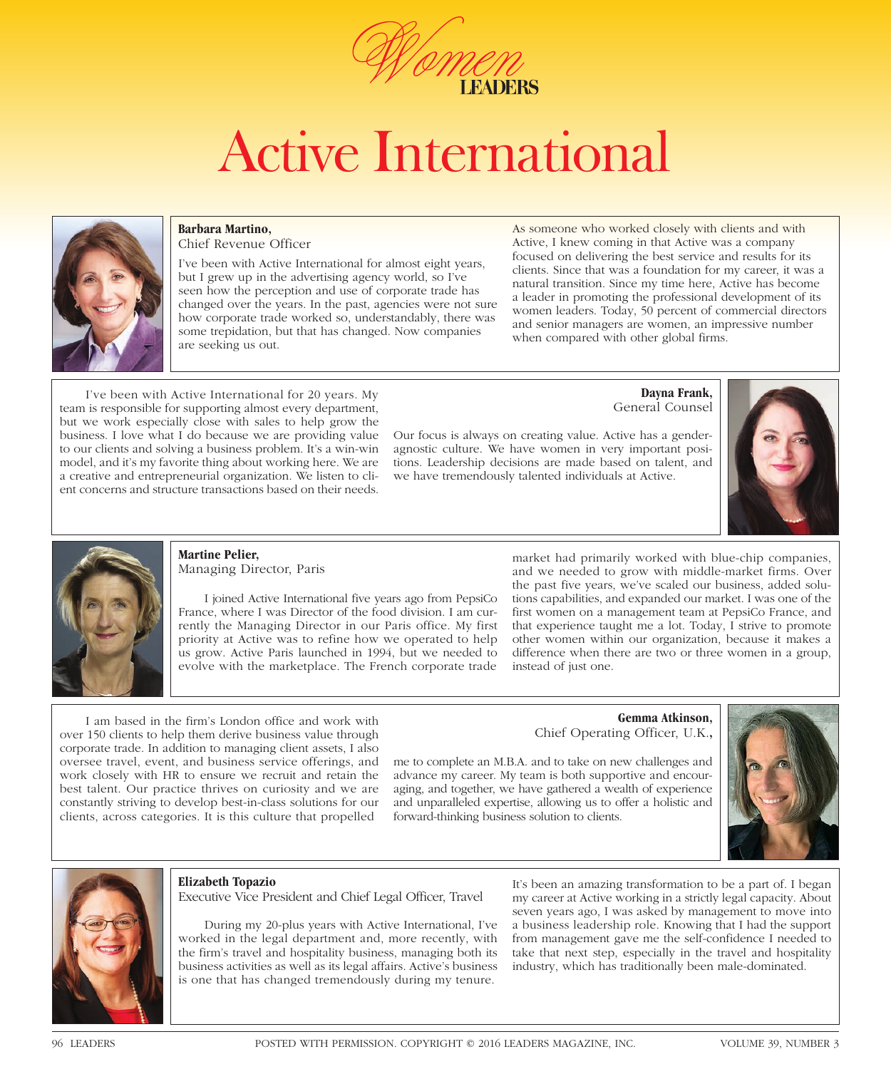*Women* LEADERS

# Active International

**Barbara Martino,**
Chief Revenue Officer

I've been with Active International for almost eight years, but I grew up in the advertising agency world, so I've seen how the perception and use of corporate trade has changed over the years. In the past, agencies were not sure how corporate trade worked so, understandably, there was some trepidation, but that has changed. Now companies are seeking us out.

As someone who worked closely with clients and with Active, I knew coming in that Active was a company focused on delivering the best service and results for its clients. Since that was a foundation for my career, it was a natural transition. Since my time here, Active has become a leader in promoting the professional development of its women leaders. Today, 50 percent of commercial directors and senior managers are women, an impressive number when compared with other global firms.

**Dayna Frank,**
General Counsel

I've been with Active International for 20 years. My team is responsible for supporting almost every department, but we work especially close with sales to help grow the business. I love what I do because we are providing value to our clients and solving a business problem. It's a win-win model, and it's my favorite thing about working here. We are a creative and entrepreneurial organization. We listen to client concerns and structure transactions based on their needs.

Our focus is always on creating value. Active has a gender-agnostic culture. We have women in very important positions. Leadership decisions are made based on talent, and we have tremendously talented individuals at Active.

**Martine Pelier,**
Managing Director, Paris

I joined Active International five years ago from PepsiCo France, where I was Director of the food division. I am currently the Managing Director in our Paris office. My first priority at Active was to refine how we operated to help us grow. Active Paris launched in 1994, but we needed to evolve with the marketplace. The French corporate trade market had primarily worked with blue-chip companies, and we needed to grow with middle-market firms. Over the past five years, we've scaled our business, added solutions capabilities, and expanded our market. I was one of the first women on a management team at PepsiCo France, and that experience taught me a lot. Today, I strive to promote other women within our organization, because it makes a difference when there are two or three women in a group, instead of just one.

**Gemma Atkinson,**
Chief Operating Officer, U.K.,

I am based in the firm's London office and work with over 150 clients to help them derive business value through corporate trade. In addition to managing client assets, I also oversee travel, event, and business service offerings, and work closely with HR to ensure we recruit and retain the best talent. Our practice thrives on curiosity and we are constantly striving to develop best-in-class solutions for our clients, across categories. It is this culture that propelled me to complete an M.B.A. and to take on new challenges and advance my career. My team is both supportive and encouraging, and together, we have gathered a wealth of experience and unparalleled expertise, allowing us to offer a holistic and forward-thinking business solution to clients.

**Elizabeth Topazio**
Executive Vice President and Chief Legal Officer, Travel

During my 20-plus years with Active International, I've worked in the legal department and, more recently, with the firm's travel and hospitality business, managing both its business activities as well as its legal affairs. Active's business is one that has changed tremendously during my tenure. It's been an amazing transformation to be a part of. I began my career at Active working in a strictly legal capacity. About seven years ago, I was asked by management to move into a business leadership role. Knowing that I had the support from management gave me the self-confidence I needed to take that next step, especially in the travel and hospitality industry, which has traditionally been male-dominated.

POSTED WITH PERMISSION. COPYRIGHT © 2016 LEADERS MAGAZINE, INC.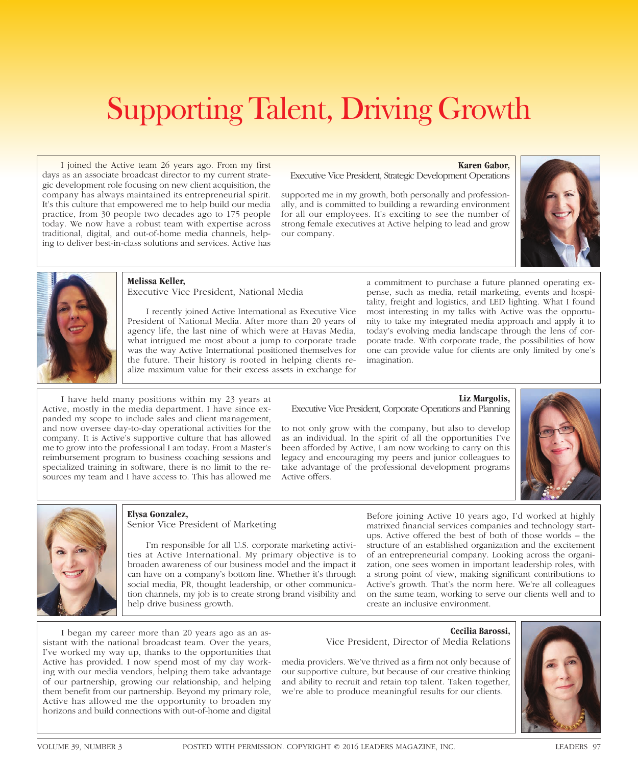# Supporting Talent, Driving Growth

**Karen Gabor,**
Executive Vice President, Strategic Development Operations

I joined the Active team 26 years ago. From my first days as an associate broadcast director to my current strategic development role focusing on new client acquisition, the company has always maintained its entrepreneurial spirit. It's this culture that empowered me to help build our media practice, from 30 people two decades ago to 175 people today. We now have a robust team with expertise across traditional, digital, and out-of-home media channels, helping to deliver best-in-class solutions and services. Active has supported me in my growth, both personally and professionally, and is committed to building a rewarding environment for all our employees. It's exciting to see the number of strong female executives at Active helping to lead and grow our company.

**Melissa Keller,**
Executive Vice President, National Media

I recently joined Active International as Executive Vice President of National Media. After more than 20 years of agency life, the last nine of which were at Havas Media, what intrigued me most about a jump to corporate trade was the way Active International positioned themselves for the future. Their history is rooted in helping clients realize maximum value for their excess assets in exchange for a commitment to purchase a future planned operating expense, such as media, retail marketing, events and hospitality, freight and logistics, and LED lighting. What I found most interesting in my talks with Active was the opportunity to take my integrated media approach and apply it to today's evolving media landscape through the lens of corporate trade. With corporate trade, the possibilities of how one can provide value for clients are only limited by one's imagination.

**Liz Margolis,**
Executive Vice President, Corporate Operations and Planning

I have held many positions within my 23 years at Active, mostly in the media department. I have since expanded my scope to include sales and client management, and now oversee day-to-day operational activities for the company. It is Active's supportive culture that has allowed me to grow into the professional I am today. From a Master's reimbursement program to business coaching sessions and specialized training in software, there is no limit to the resources my team and I have access to. This has allowed me to not only grow with the company, but also to develop as an individual. In the spirit of all the opportunities I've been afforded by Active, I am now working to carry on this legacy and encouraging my peers and junior colleagues to take advantage of the professional development programs Active offers.

**Elysa Gonzalez,**
Senior Vice President of Marketing

I'm responsible for all U.S. corporate marketing activities at Active International. My primary objective is to broaden awareness of our business model and the impact it can have on a company's bottom line. Whether it's through social media, PR, thought leadership, or other communication channels, my job is to create strong brand visibility and help drive business growth.

Before joining Active 10 years ago, I'd worked at highly matrixed financial services companies and technology startups. Active offered the best of both of those worlds – the structure of an established organization and the excitement of an entrepreneurial company. Looking across the organization, one sees women in important leadership roles, with a strong point of view, making significant contributions to Active's growth. That's the norm here. We're all colleagues on the same team, working to serve our clients well and to create an inclusive environment.

**Cecilia Barossi,**
Vice President, Director of Media Relations

I began my career more than 20 years ago as an assistant with the national broadcast team. Over the years, I've worked my way up, thanks to the opportunities that Active has provided. I now spend most of my day working with our media vendors, helping them take advantage of our partnership, growing our relationship, and helping them benefit from our partnership. Beyond my primary role, Active has allowed me the opportunity to broaden my horizons and build connections with out-of-home and digital media providers. We've thrived as a firm not only because of our supportive culture, but because of our creative thinking and ability to recruit and retain top talent. Taken together, we're able to produce meaningful results for our clients.

POSTED WITH PERMISSION. COPYRIGHT © 2016 LEADERS MAGAZINE, INC.